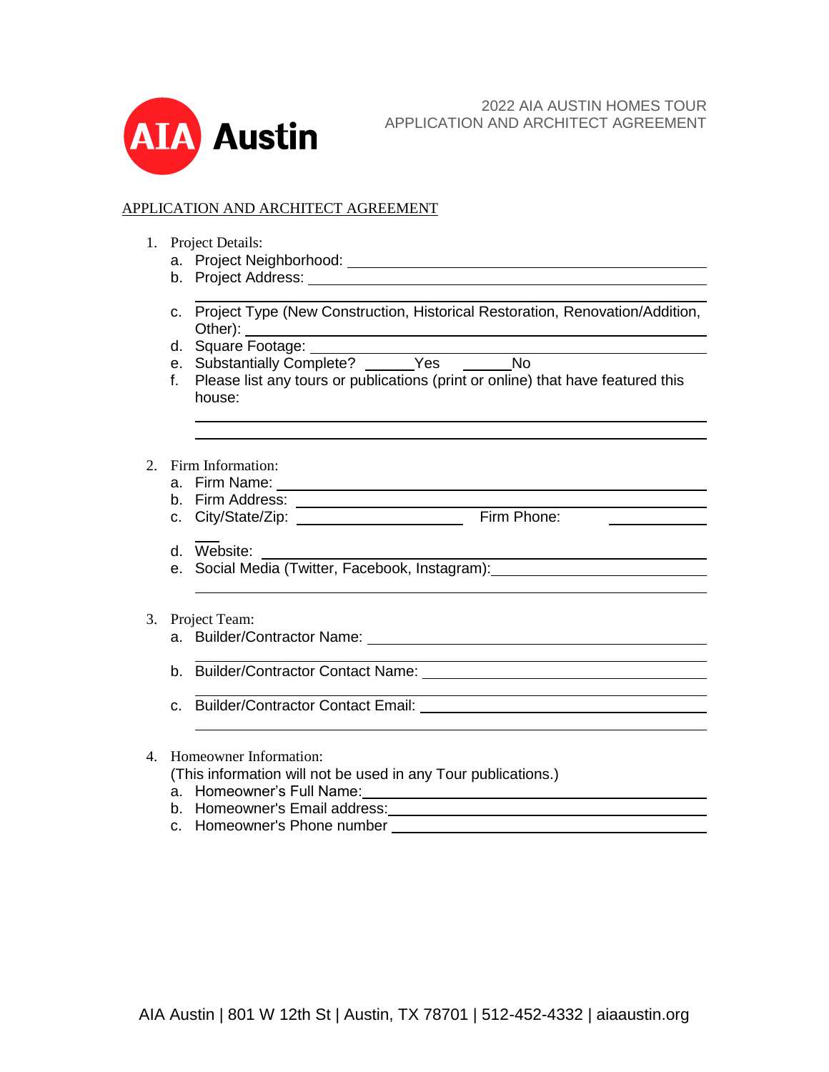AIA Austin

2022 AIA AUSTIN HOMES TOUR
APPLICATION AND ARCHITECT AGREEMENT

APPLICATION AND ARCHITECT AGREEMENT

1. Project Details:
   a. Project Neighborhood: ____________________
   b. Project Address: ____________________
   c. Project Type (New Construction, Historical Restoration, Renovation/Addition, Other): ____________________
   d. Square Footage: ____________________
   e. Substantially Complete? ______Yes ______No
   f. Please list any tours or publications (print or online) that have featured this house:
   ____________________
   ____________________

2. Firm Information:
   a. Firm Name: ____________________
   b. Firm Address: ____________________
   c. City/State/Zip: ____________________ Firm Phone: ____________________
   d. Website: ____________________
   e. Social Media (Twitter, Facebook, Instagram): ____________________

3. Project Team:
   a. Builder/Contractor Name: ____________________
   b. Builder/Contractor Contact Name: ____________________
   c. Builder/Contractor Contact Email: ____________________

4. Homeowner Information:
   (This information will not be used in any Tour publications.)
   a. Homeowner's Full Name: ____________________
   b. Homeowner's Email address: ____________________
   c. Homeowner's Phone number ____________________

AIA Austin | 801 W 12th St | Austin, TX 78701 | 512-452-4332 | aiaaustin.org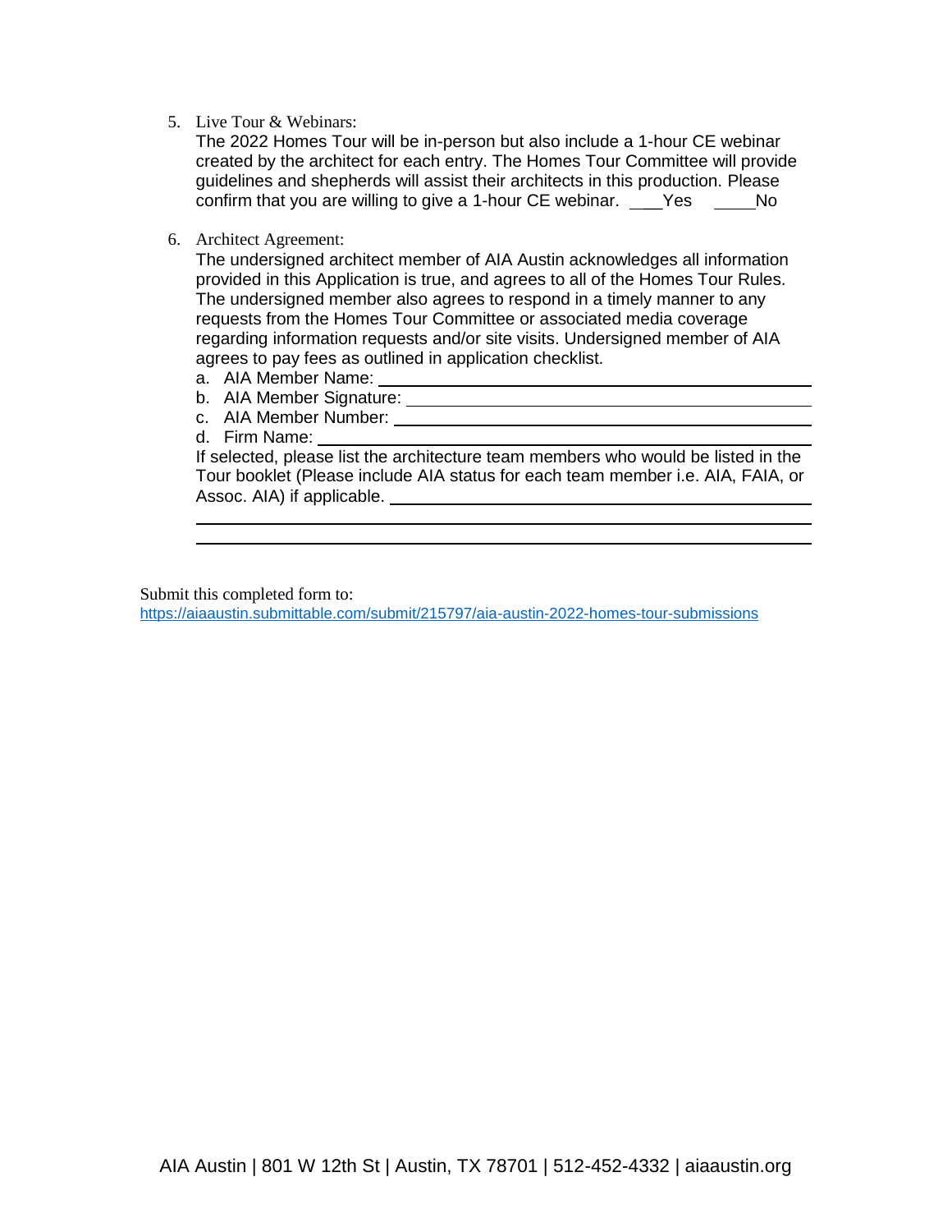5. Live Tour & Webinars:
   The 2022 Homes Tour will be in-person but also include a 1-hour CE webinar created by the architect for each entry. The Homes Tour Committee will provide guidelines and shepherds will assist their architects in this production. Please confirm that you are willing to give a 1-hour CE webinar. \_\_\_\_Yes \_\_\_\_\_No

6. Architect Agreement:
   The undersigned architect member of AIA Austin acknowledges all information provided in this Application is true, and agrees to all of the Homes Tour Rules. The undersigned member also agrees to respond in a timely manner to any requests from the Homes Tour Committee or associated media coverage regarding information requests and/or site visits. Undersigned member of AIA agrees to pay fees as outlined in application checklist.
   a. AIA Member Name: \_\_\_\_\_\_\_\_\_\_\_\_\_\_\_\_\_\_\_\_\_\_\_\_\_\_\_\_\_\_\_\_\_\_\_\_\_\_\_\_
   b. AIA Member Signature: \_\_\_\_\_\_\_\_\_\_\_\_\_\_\_\_\_\_\_\_\_\_\_\_\_\_\_\_\_\_\_\_\_\_\_\_
   c. AIA Member Number: \_\_\_\_\_\_\_\_\_\_\_\_\_\_\_\_\_\_\_\_\_\_\_\_\_\_\_\_\_\_\_\_\_\_\_\_\_
   d. Firm Name: \_\_\_\_\_\_\_\_\_\_\_\_\_\_\_\_\_\_\_\_\_\_\_\_\_\_\_\_\_\_\_\_\_\_\_\_\_\_\_\_\_\_\_\_\_\_
   
   If selected, please list the architecture team members who would be listed in the Tour booklet (Please include AIA status for each team member i.e. AIA, FAIA, or Assoc. AIA) if applicable. \_\_\_\_\_\_\_\_\_\_\_\_\_\_\_\_\_\_\_\_\_\_\_\_\_\_\_\_\_\_\_\_\_\_\_\_\_\_\_\_
   
   \_\_\_\_\_\_\_\_\_\_\_\_\_\_\_\_\_\_\_\_\_\_\_\_\_\_\_\_\_\_\_\_\_\_\_\_\_\_\_\_\_\_\_\_\_\_\_\_\_\_\_\_\_\_\_\_\_\_\_\_
   
   \_\_\_\_\_\_\_\_\_\_\_\_\_\_\_\_\_\_\_\_\_\_\_\_\_\_\_\_\_\_\_\_\_\_\_\_\_\_\_\_\_\_\_\_\_\_\_\_\_\_\_\_\_\_\_\_\_\_\_\_

Submit this completed form to:
https://aiaaustin.submittable.com/submit/215797/aia-austin-2022-homes-tour-submissions

AIA Austin | 801 W 12th St | Austin, TX 78701 | 512-452-4332 | aiaaustin.org